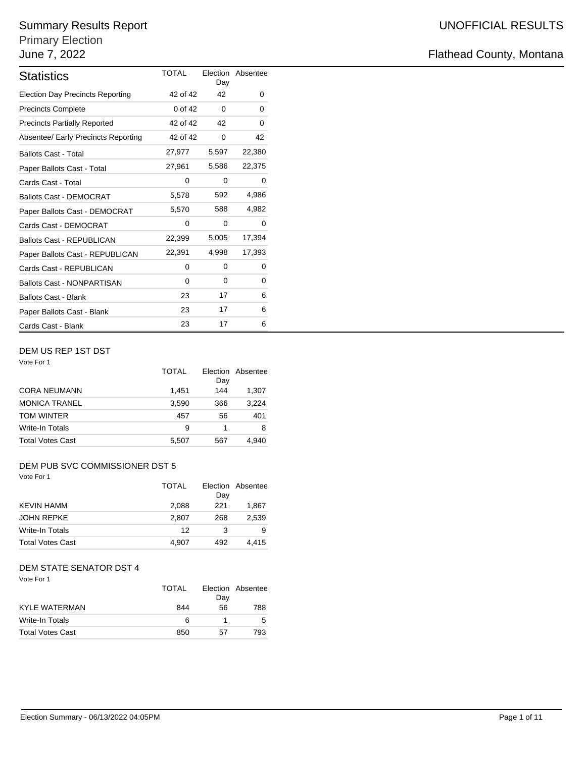# Summary Results Report

## Primary Election

## June 7, 2022

UNOFFICIAL RESULTS

Flathead County, Montana

| Statistics | TOTAL | Election Day | Absentee |
|---|---|---|---|
| Election Day Precincts Reporting | 42 of 42 | 42 | 0 |
| Precincts Complete | 0 of 42 | 0 | 0 |
| Precincts Partially Reported | 42 of 42 | 42 | 0 |
| Absentee/ Early Precincts Reporting | 42 of 42 | 0 | 42 |
| Ballots Cast - Total | 27,977 | 5,597 | 22,380 |
| Paper Ballots Cast - Total | 27,961 | 5,586 | 22,375 |
| Cards Cast - Total | 0 | 0 | 0 |
| Ballots Cast - DEMOCRAT | 5,578 | 592 | 4,986 |
| Paper Ballots Cast - DEMOCRAT | 5,570 | 588 | 4,982 |
| Cards Cast - DEMOCRAT | 0 | 0 | 0 |
| Ballots Cast - REPUBLICAN | 22,399 | 5,005 | 17,394 |
| Paper Ballots Cast - REPUBLICAN | 22,391 | 4,998 | 17,393 |
| Cards Cast - REPUBLICAN | 0 | 0 | 0 |
| Ballots Cast - NONPARTISAN | 0 | 0 | 0 |
| Ballots Cast - Blank | 23 | 17 | 6 |
| Paper Ballots Cast - Blank | 23 | 17 | 6 |
| Cards Cast - Blank | 23 | 17 | 6 |

### DEM US REP 1ST DST

Vote For 1

| | TOTAL | Election Day | Absentee |
|---|---|---|---|
| CORA NEUMANN | 1,451 | 144 | 1,307 |
| MONICA TRANEL | 3,590 | 366 | 3,224 |
| TOM WINTER | 457 | 56 | 401 |
| Write-In Totals | 9 | 1 | 8 |
| Total Votes Cast | 5,507 | 567 | 4,940 |

### DEM PUB SVC COMMISSIONER DST 5

Vote For 1

| | TOTAL | Election Day | Absentee |
|---|---|---|---|
| KEVIN HAMM | 2,088 | 221 | 1,867 |
| JOHN REPKE | 2,807 | 268 | 2,539 |
| Write-In Totals | 12 | 3 | 9 |
| Total Votes Cast | 4,907 | 492 | 4,415 |

### DEM STATE SENATOR DST 4

Vote For 1

| | TOTAL | Election Day | Absentee |
|---|---|---|---|
| KYLE WATERMAN | 844 | 56 | 788 |
| Write-In Totals | 6 | 1 | 5 |
| Total Votes Cast | 850 | 57 | 793 |

Election Summary - 06/13/2022 04:05PM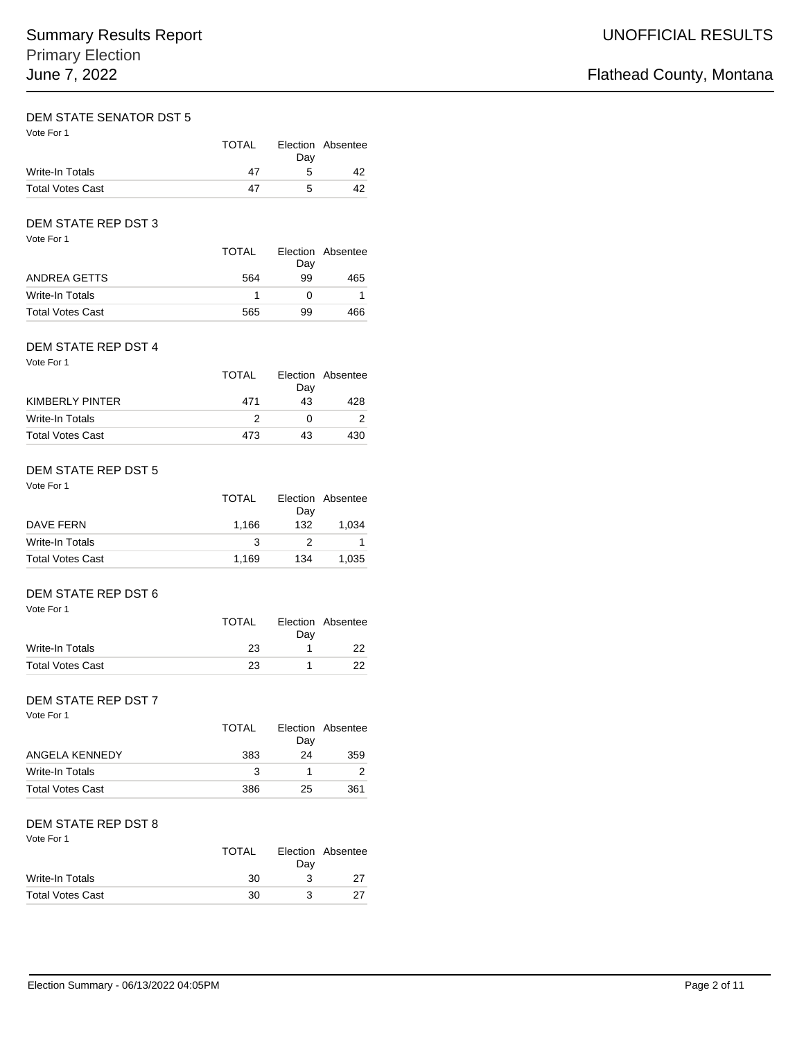## DEM STATE SENATOR DST 5

Vote For 1

| | TOTAL | Election Day | Absentee |
|---|---|---|---|
| Write-In Totals | 47 | 5 | 42 |
| Total Votes Cast | 47 | 5 | 42 |

## DEM STATE REP DST 3

Vote For 1

| | TOTAL | Election Day | Absentee |
|---|---|---|---|
| ANDREA GETTS | 564 | 99 | 465 |
| Write-In Totals | 1 | 0 | 1 |
| Total Votes Cast | 565 | 99 | 466 |

## DEM STATE REP DST 4

Vote For 1

| | TOTAL | Election Day | Absentee |
|---|---|---|---|
| KIMBERLY PINTER | 471 | 43 | 428 |
| Write-In Totals | 2 | 0 | 2 |
| Total Votes Cast | 473 | 43 | 430 |

## DEM STATE REP DST 5

Vote For 1

| | TOTAL | Election Day | Absentee |
|---|---|---|---|
| DAVE FERN | 1,166 | 132 | 1,034 |
| Write-In Totals | 3 | 2 | 1 |
| Total Votes Cast | 1,169 | 134 | 1,035 |

## DEM STATE REP DST 6

Vote For 1

| | TOTAL | Election Day | Absentee |
|---|---|---|---|
| Write-In Totals | 23 | 1 | 22 |
| Total Votes Cast | 23 | 1 | 22 |

## DEM STATE REP DST 7

Vote For 1

| | TOTAL | Election Day | Absentee |
|---|---|---|---|
| ANGELA KENNEDY | 383 | 24 | 359 |
| Write-In Totals | 3 | 1 | 2 |
| Total Votes Cast | 386 | 25 | 361 |

## DEM STATE REP DST 8

Vote For 1

| | TOTAL | Election Day | Absentee |
|---|---|---|---|
| Write-In Totals | 30 | 3 | 27 |
| Total Votes Cast | 30 | 3 | 27 |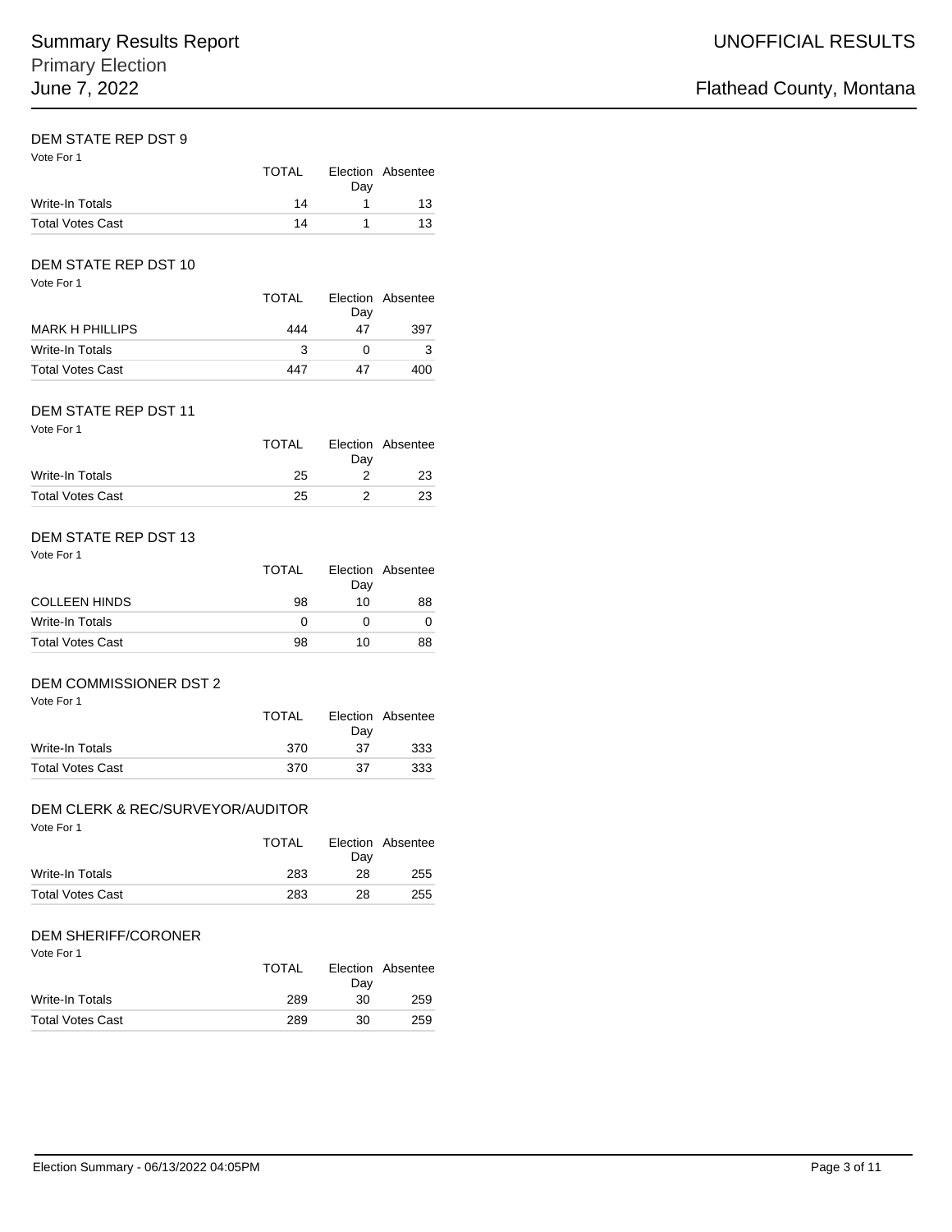### DEM STATE REP DST 9

Vote For 1

| | TOTAL | Election Day | Absentee |
|---|---|---|---|
| Write-In Totals | 14 | 1 | 13 |
| Total Votes Cast | 14 | 1 | 13 |

### DEM STATE REP DST 10

Vote For 1

| | TOTAL | Election Day | Absentee |
|---|---|---|---|
| MARK H PHILLIPS | 444 | 47 | 397 |
| Write-In Totals | 3 | 0 | 3 |
| Total Votes Cast | 447 | 47 | 400 |

### DEM STATE REP DST 11

Vote For 1

| | TOTAL | Election Day | Absentee |
|---|---|---|---|
| Write-In Totals | 25 | 2 | 23 |
| Total Votes Cast | 25 | 2 | 23 |

### DEM STATE REP DST 13

Vote For 1

| | TOTAL | Election Day | Absentee |
|---|---|---|---|
| COLLEEN HINDS | 98 | 10 | 88 |
| Write-In Totals | 0 | 0 | 0 |
| Total Votes Cast | 98 | 10 | 88 |

### DEM COMMISSIONER DST 2

Vote For 1

| | TOTAL | Election Day | Absentee |
|---|---|---|---|
| Write-In Totals | 370 | 37 | 333 |
| Total Votes Cast | 370 | 37 | 333 |

### DEM CLERK & REC/SURVEYOR/AUDITOR

Vote For 1

| | TOTAL | Election Day | Absentee |
|---|---|---|---|
| Write-In Totals | 283 | 28 | 255 |
| Total Votes Cast | 283 | 28 | 255 |

### DEM SHERIFF/CORONER

Vote For 1

| | TOTAL | Election Day | Absentee |
|---|---|---|---|
| Write-In Totals | 289 | 30 | 259 |
| Total Votes Cast | 289 | 30 | 259 |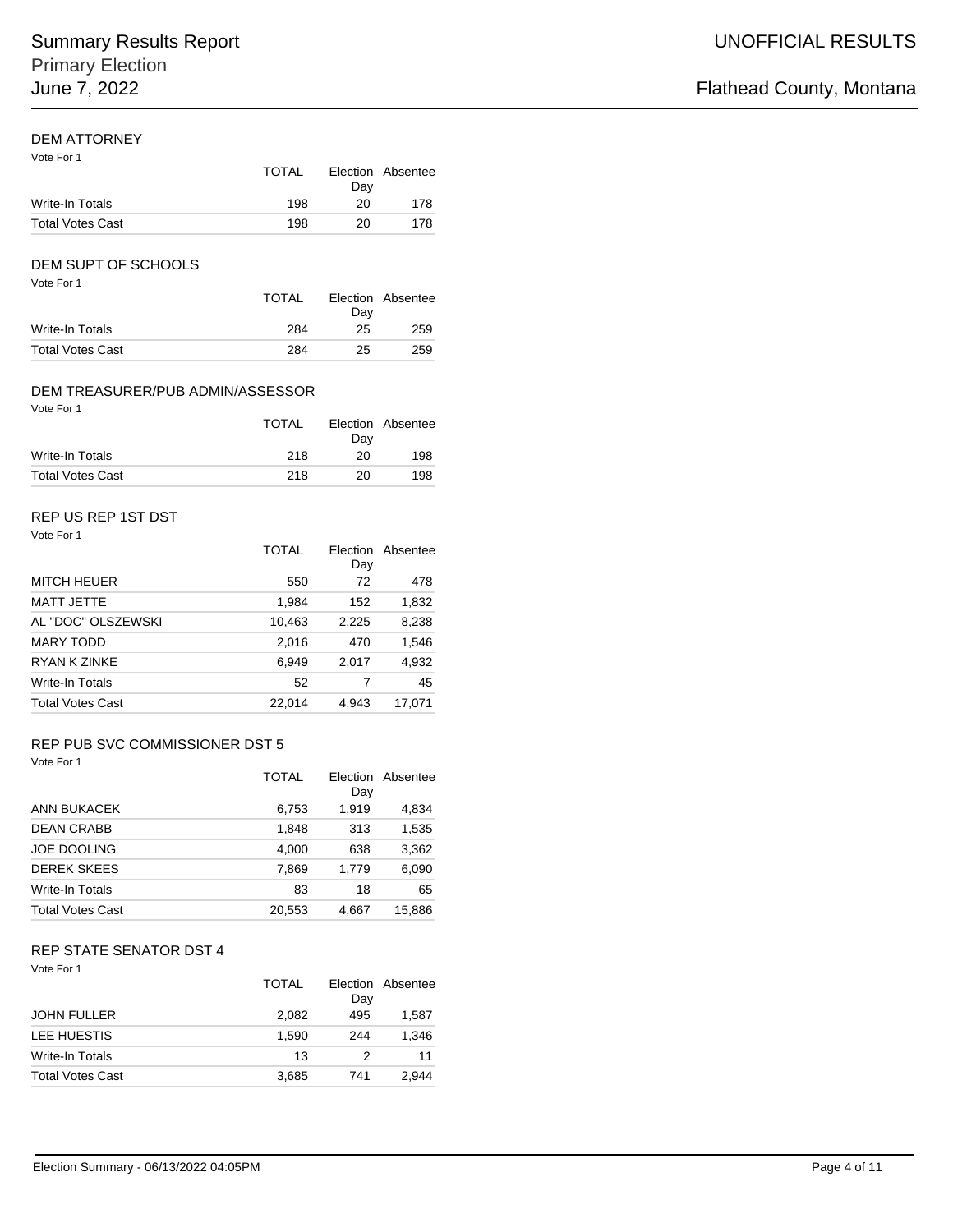### DEM ATTORNEY

Vote For 1

| | TOTAL | Election Day | Absentee |
|---|---|---|---|
| Write-In Totals | 198 | 20 | 178 |
| Total Votes Cast | 198 | 20 | 178 |

### DEM SUPT OF SCHOOLS

Vote For 1

| | TOTAL | Election Day | Absentee |
|---|---|---|---|
| Write-In Totals | 284 | 25 | 259 |
| Total Votes Cast | 284 | 25 | 259 |

### DEM TREASURER/PUB ADMIN/ASSESSOR

Vote For 1

| | TOTAL | Election Day | Absentee |
|---|---|---|---|
| Write-In Totals | 218 | 20 | 198 |
| Total Votes Cast | 218 | 20 | 198 |

### REP US REP 1ST DST

Vote For 1

| | TOTAL | Election Day | Absentee |
|---|---|---|---|
| MITCH HEUER | 550 | 72 | 478 |
| MATT JETTE | 1,984 | 152 | 1,832 |
| AL "DOC" OLSZEWSKI | 10,463 | 2,225 | 8,238 |
| MARY TODD | 2,016 | 470 | 1,546 |
| RYAN K ZINKE | 6,949 | 2,017 | 4,932 |
| Write-In Totals | 52 | 7 | 45 |
| Total Votes Cast | 22,014 | 4,943 | 17,071 |

### REP PUB SVC COMMISSIONER DST 5

Vote For 1

| | TOTAL | Election Day | Absentee |
|---|---|---|---|
| ANN BUKACEK | 6,753 | 1,919 | 4,834 |
| DEAN CRABB | 1,848 | 313 | 1,535 |
| JOE DOOLING | 4,000 | 638 | 3,362 |
| DEREK SKEES | 7,869 | 1,779 | 6,090 |
| Write-In Totals | 83 | 18 | 65 |
| Total Votes Cast | 20,553 | 4,667 | 15,886 |

### REP STATE SENATOR DST 4

Vote For 1

| | TOTAL | Election Day | Absentee |
|---|---|---|---|
| JOHN FULLER | 2,082 | 495 | 1,587 |
| LEE HUESTIS | 1,590 | 244 | 1,346 |
| Write-In Totals | 13 | 2 | 11 |
| Total Votes Cast | 3,685 | 741 | 2,944 |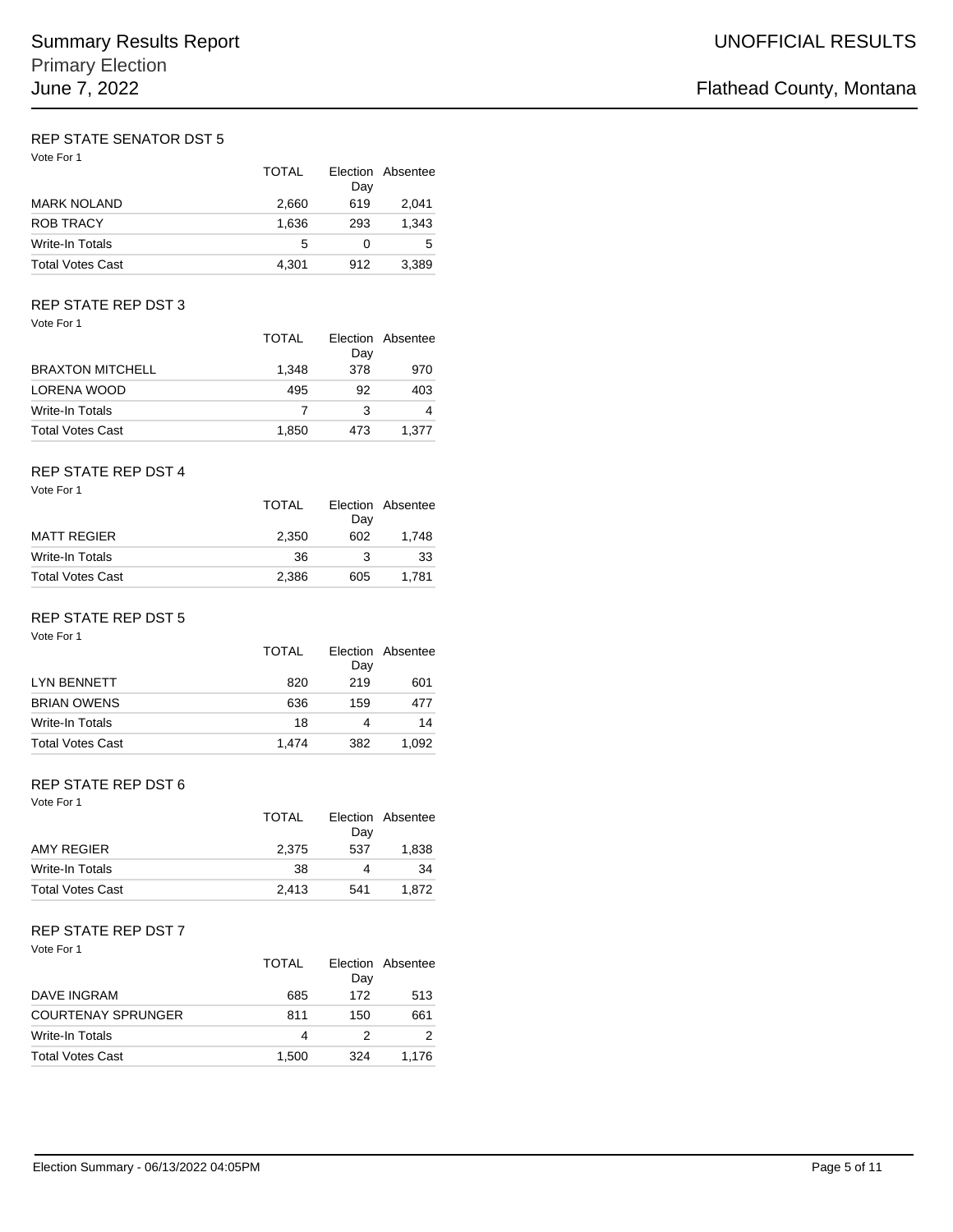## REP STATE SENATOR DST 5

Vote For 1

| | TOTAL | Election Day | Absentee |
|---|---|---|---|
| MARK NOLAND | 2,660 | 619 | 2,041 |
| ROB TRACY | 1,636 | 293 | 1,343 |
| Write-In Totals | 5 | 0 | 5 |
| Total Votes Cast | 4,301 | 912 | 3,389 |

## REP STATE REP DST 3

Vote For 1

| | TOTAL | Election Day | Absentee |
|---|---|---|---|
| BRAXTON MITCHELL | 1,348 | 378 | 970 |
| LORENA WOOD | 495 | 92 | 403 |
| Write-In Totals | 7 | 3 | 4 |
| Total Votes Cast | 1,850 | 473 | 1,377 |

## REP STATE REP DST 4

Vote For 1

| | TOTAL | Election Day | Absentee |
|---|---|---|---|
| MATT REGIER | 2,350 | 602 | 1,748 |
| Write-In Totals | 36 | 3 | 33 |
| Total Votes Cast | 2,386 | 605 | 1,781 |

## REP STATE REP DST 5

Vote For 1

| | TOTAL | Election Day | Absentee |
|---|---|---|---|
| LYN BENNETT | 820 | 219 | 601 |
| BRIAN OWENS | 636 | 159 | 477 |
| Write-In Totals | 18 | 4 | 14 |
| Total Votes Cast | 1,474 | 382 | 1,092 |

## REP STATE REP DST 6

Vote For 1

| | TOTAL | Election Day | Absentee |
|---|---|---|---|
| AMY REGIER | 2,375 | 537 | 1,838 |
| Write-In Totals | 38 | 4 | 34 |
| Total Votes Cast | 2,413 | 541 | 1,872 |

## REP STATE REP DST 7

Vote For 1

| | TOTAL | Election Day | Absentee |
|---|---|---|---|
| DAVE INGRAM | 685 | 172 | 513 |
| COURTENAY SPRUNGER | 811 | 150 | 661 |
| Write-In Totals | 4 | 2 | 2 |
| Total Votes Cast | 1,500 | 324 | 1,176 |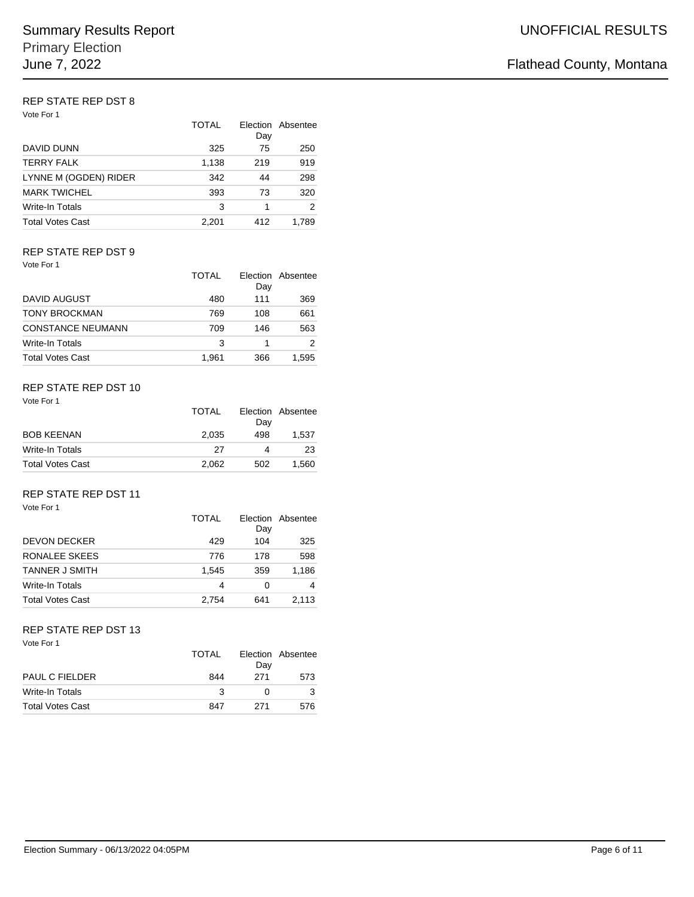## REP STATE REP DST 8

Vote For 1

| | TOTAL | Election Day | Absentee |
|---|---|---|---|
| DAVID DUNN | 325 | 75 | 250 |
| TERRY FALK | 1,138 | 219 | 919 |
| LYNNE M (OGDEN) RIDER | 342 | 44 | 298 |
| MARK TWICHEL | 393 | 73 | 320 |
| Write-In Totals | 3 | 1 | 2 |
| Total Votes Cast | 2,201 | 412 | 1,789 |

## REP STATE REP DST 9

Vote For 1

| | TOTAL | Election Day | Absentee |
|---|---|---|---|
| DAVID AUGUST | 480 | 111 | 369 |
| TONY BROCKMAN | 769 | 108 | 661 |
| CONSTANCE NEUMANN | 709 | 146 | 563 |
| Write-In Totals | 3 | 1 | 2 |
| Total Votes Cast | 1,961 | 366 | 1,595 |

## REP STATE REP DST 10

Vote For 1

| | TOTAL | Election Day | Absentee |
|---|---|---|---|
| BOB KEENAN | 2,035 | 498 | 1,537 |
| Write-In Totals | 27 | 4 | 23 |
| Total Votes Cast | 2,062 | 502 | 1,560 |

## REP STATE REP DST 11

Vote For 1

| | TOTAL | Election Day | Absentee |
|---|---|---|---|
| DEVON DECKER | 429 | 104 | 325 |
| RONALEE SKEES | 776 | 178 | 598 |
| TANNER J SMITH | 1,545 | 359 | 1,186 |
| Write-In Totals | 4 | 0 | 4 |
| Total Votes Cast | 2,754 | 641 | 2,113 |

## REP STATE REP DST 13

Vote For 1

| | TOTAL | Election Day | Absentee |
|---|---|---|---|
| PAUL C FIELDER | 844 | 271 | 573 |
| Write-In Totals | 3 | 0 | 3 |
| Total Votes Cast | 847 | 271 | 576 |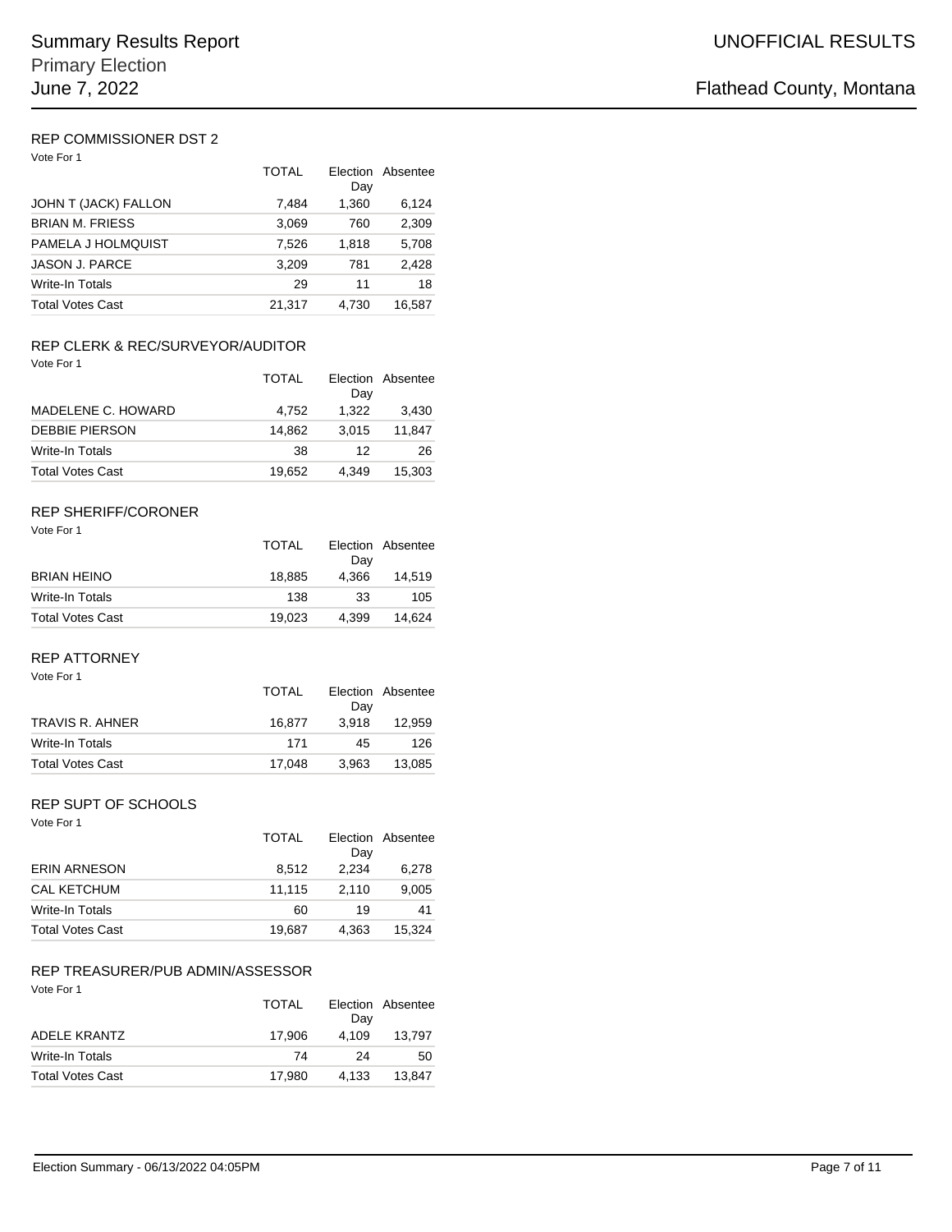## REP COMMISSIONER DST 2

Vote For 1

| | TOTAL | Election Day | Absentee |
|---|---|---|---|
| JOHN T (JACK) FALLON | 7,484 | 1,360 | 6,124 |
| BRIAN M. FRIESS | 3,069 | 760 | 2,309 |
| PAMELA J HOLMQUIST | 7,526 | 1,818 | 5,708 |
| JASON J. PARCE | 3,209 | 781 | 2,428 |
| Write-In Totals | 29 | 11 | 18 |
| Total Votes Cast | 21,317 | 4,730 | 16,587 |

## REP CLERK & REC/SURVEYOR/AUDITOR

Vote For 1

| | TOTAL | Election Day | Absentee |
|---|---|---|---|
| MADELENE C. HOWARD | 4,752 | 1,322 | 3,430 |
| DEBBIE PIERSON | 14,862 | 3,015 | 11,847 |
| Write-In Totals | 38 | 12 | 26 |
| Total Votes Cast | 19,652 | 4,349 | 15,303 |

## REP SHERIFF/CORONER

Vote For 1

| | TOTAL | Election Day | Absentee |
|---|---|---|---|
| BRIAN HEINO | 18,885 | 4,366 | 14,519 |
| Write-In Totals | 138 | 33 | 105 |
| Total Votes Cast | 19,023 | 4,399 | 14,624 |

## REP ATTORNEY

Vote For 1

| | TOTAL | Election Day | Absentee |
|---|---|---|---|
| TRAVIS R. AHNER | 16,877 | 3,918 | 12,959 |
| Write-In Totals | 171 | 45 | 126 |
| Total Votes Cast | 17,048 | 3,963 | 13,085 |

## REP SUPT OF SCHOOLS

Vote For 1

| | TOTAL | Election Day | Absentee |
|---|---|---|---|
| ERIN ARNESON | 8,512 | 2,234 | 6,278 |
| CAL KETCHUM | 11,115 | 2,110 | 9,005 |
| Write-In Totals | 60 | 19 | 41 |
| Total Votes Cast | 19,687 | 4,363 | 15,324 |

## REP TREASURER/PUB ADMIN/ASSESSOR

Vote For 1

| | TOTAL | Election Day | Absentee |
|---|---|---|---|
| ADELE KRANTZ | 17,906 | 4,109 | 13,797 |
| Write-In Totals | 74 | 24 | 50 |
| Total Votes Cast | 17,980 | 4,133 | 13,847 |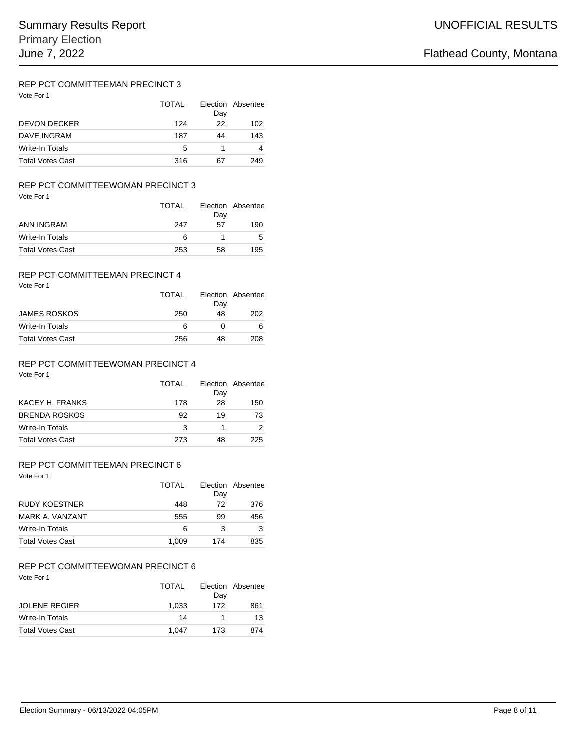## REP PCT COMMITTEEMAN PRECINCT 3

Vote For 1

| | TOTAL | Election Day | Absentee |
|---|---|---|---|
| DEVON DECKER | 124 | 22 | 102 |
| DAVE INGRAM | 187 | 44 | 143 |
| Write-In Totals | 5 | 1 | 4 |
| Total Votes Cast | 316 | 67 | 249 |

## REP PCT COMMITTEEWOMAN PRECINCT 3

Vote For 1

| | TOTAL | Election Day | Absentee |
|---|---|---|---|
| ANN INGRAM | 247 | 57 | 190 |
| Write-In Totals | 6 | 1 | 5 |
| Total Votes Cast | 253 | 58 | 195 |

## REP PCT COMMITTEEMAN PRECINCT 4

Vote For 1

| | TOTAL | Election Day | Absentee |
|---|---|---|---|
| JAMES ROSKOS | 250 | 48 | 202 |
| Write-In Totals | 6 | 0 | 6 |
| Total Votes Cast | 256 | 48 | 208 |

## REP PCT COMMITTEEWOMAN PRECINCT 4

Vote For 1

| | TOTAL | Election Day | Absentee |
|---|---|---|---|
| KACEY H. FRANKS | 178 | 28 | 150 |
| BRENDA ROSKOS | 92 | 19 | 73 |
| Write-In Totals | 3 | 1 | 2 |
| Total Votes Cast | 273 | 48 | 225 |

## REP PCT COMMITTEEMAN PRECINCT 6

Vote For 1

| | TOTAL | Election Day | Absentee |
|---|---|---|---|
| RUDY KOESTNER | 448 | 72 | 376 |
| MARK A. VANZANT | 555 | 99 | 456 |
| Write-In Totals | 6 | 3 | 3 |
| Total Votes Cast | 1,009 | 174 | 835 |

## REP PCT COMMITTEEWOMAN PRECINCT 6

Vote For 1

| | TOTAL | Election Day | Absentee |
|---|---|---|---|
| JOLENE REGIER | 1,033 | 172 | 861 |
| Write-In Totals | 14 | 1 | 13 |
| Total Votes Cast | 1,047 | 173 | 874 |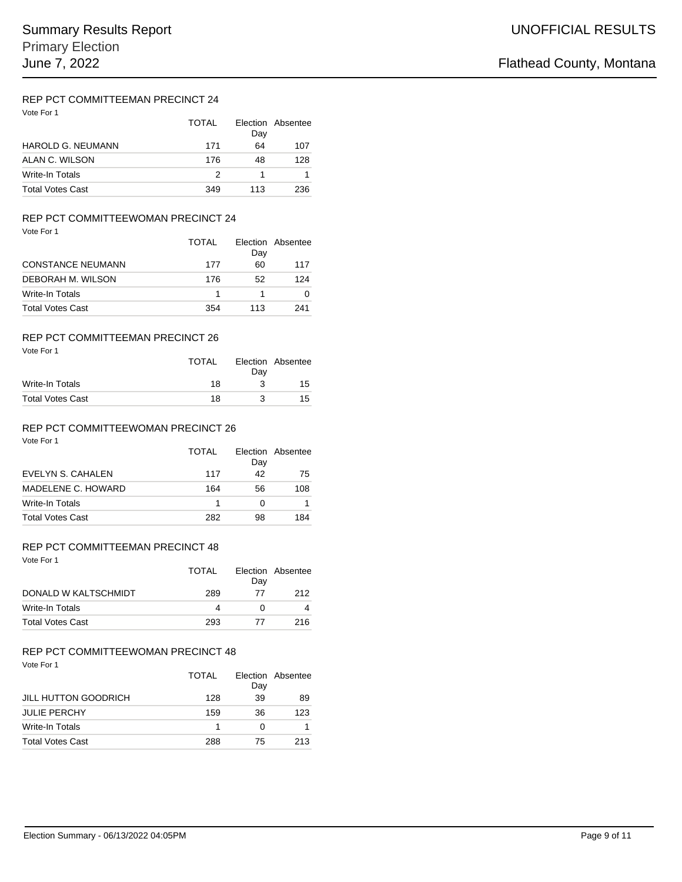## REP PCT COMMITTEEMAN PRECINCT 24

Vote For 1

| | TOTAL | Election Day | Absentee |
|---|---|---|---|
| HAROLD G. NEUMANN | 171 | 64 | 107 |
| ALAN C. WILSON | 176 | 48 | 128 |
| Write-In Totals | 2 | 1 | 1 |
| Total Votes Cast | 349 | 113 | 236 |

## REP PCT COMMITTEEWOMAN PRECINCT 24

Vote For 1

| | TOTAL | Election Day | Absentee |
|---|---|---|---|
| CONSTANCE NEUMANN | 177 | 60 | 117 |
| DEBORAH M. WILSON | 176 | 52 | 124 |
| Write-In Totals | 1 | 1 | 0 |
| Total Votes Cast | 354 | 113 | 241 |

## REP PCT COMMITTEEMAN PRECINCT 26

Vote For 1

| | TOTAL | Election Day | Absentee |
|---|---|---|---|
| Write-In Totals | 18 | 3 | 15 |
| Total Votes Cast | 18 | 3 | 15 |

## REP PCT COMMITTEEWOMAN PRECINCT 26

Vote For 1

| | TOTAL | Election Day | Absentee |
|---|---|---|---|
| EVELYN S. CAHALEN | 117 | 42 | 75 |
| MADELENE C. HOWARD | 164 | 56 | 108 |
| Write-In Totals | 1 | 0 | 1 |
| Total Votes Cast | 282 | 98 | 184 |

## REP PCT COMMITTEEMAN PRECINCT 48

Vote For 1

| | TOTAL | Election Day | Absentee |
|---|---|---|---|
| DONALD W KALTSCHMIDT | 289 | 77 | 212 |
| Write-In Totals | 4 | 0 | 4 |
| Total Votes Cast | 293 | 77 | 216 |

## REP PCT COMMITTEEWOMAN PRECINCT 48

Vote For 1

| | TOTAL | Election Day | Absentee |
|---|---|---|---|
| JILL HUTTON GOODRICH | 128 | 39 | 89 |
| JULIE PERCHY | 159 | 36 | 123 |
| Write-In Totals | 1 | 0 | 1 |
| Total Votes Cast | 288 | 75 | 213 |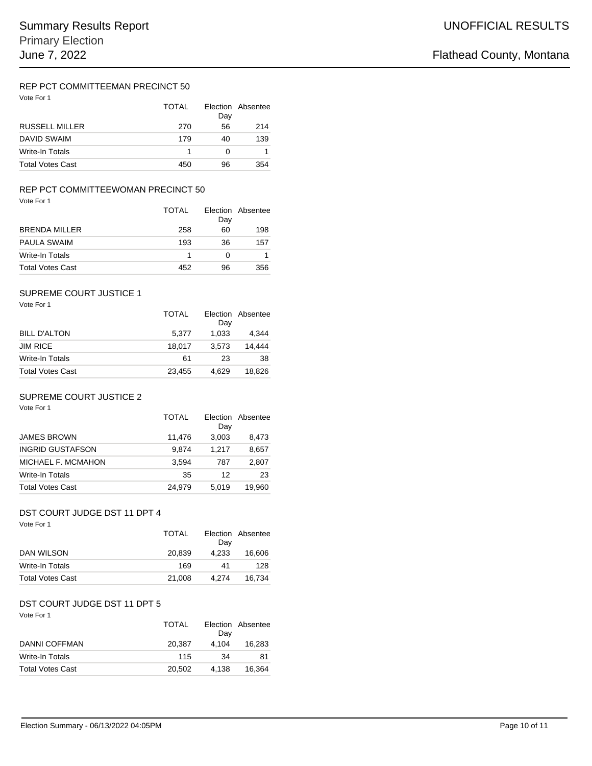## REP PCT COMMITTEEMAN PRECINCT 50

Vote For 1

| | TOTAL | Election Day | Absentee |
|---|---|---|---|
| RUSSELL MILLER | 270 | 56 | 214 |
| DAVID SWAIM | 179 | 40 | 139 |
| Write-In Totals | 1 | 0 | 1 |
| Total Votes Cast | 450 | 96 | 354 |

## REP PCT COMMITTEEWOMAN PRECINCT 50

Vote For 1

| | TOTAL | Election Day | Absentee |
|---|---|---|---|
| BRENDA MILLER | 258 | 60 | 198 |
| PAULA SWAIM | 193 | 36 | 157 |
| Write-In Totals | 1 | 0 | 1 |
| Total Votes Cast | 452 | 96 | 356 |

## SUPREME COURT JUSTICE 1

Vote For 1

| | TOTAL | Election Day | Absentee |
|---|---|---|---|
| BILL D'ALTON | 5,377 | 1,033 | 4,344 |
| JIM RICE | 18,017 | 3,573 | 14,444 |
| Write-In Totals | 61 | 23 | 38 |
| Total Votes Cast | 23,455 | 4,629 | 18,826 |

## SUPREME COURT JUSTICE 2

Vote For 1

| | TOTAL | Election Day | Absentee |
|---|---|---|---|
| JAMES BROWN | 11,476 | 3,003 | 8,473 |
| INGRID GUSTAFSON | 9,874 | 1,217 | 8,657 |
| MICHAEL F. MCMAHON | 3,594 | 787 | 2,807 |
| Write-In Totals | 35 | 12 | 23 |
| Total Votes Cast | 24,979 | 5,019 | 19,960 |

## DST COURT JUDGE DST 11 DPT 4

Vote For 1

| | TOTAL | Election Day | Absentee |
|---|---|---|---|
| DAN WILSON | 20,839 | 4,233 | 16,606 |
| Write-In Totals | 169 | 41 | 128 |
| Total Votes Cast | 21,008 | 4,274 | 16,734 |

## DST COURT JUDGE DST 11 DPT 5

Vote For 1

| | TOTAL | Election Day | Absentee |
|---|---|---|---|
| DANNI COFFMAN | 20,387 | 4,104 | 16,283 |
| Write-In Totals | 115 | 34 | 81 |
| Total Votes Cast | 20,502 | 4,138 | 16,364 |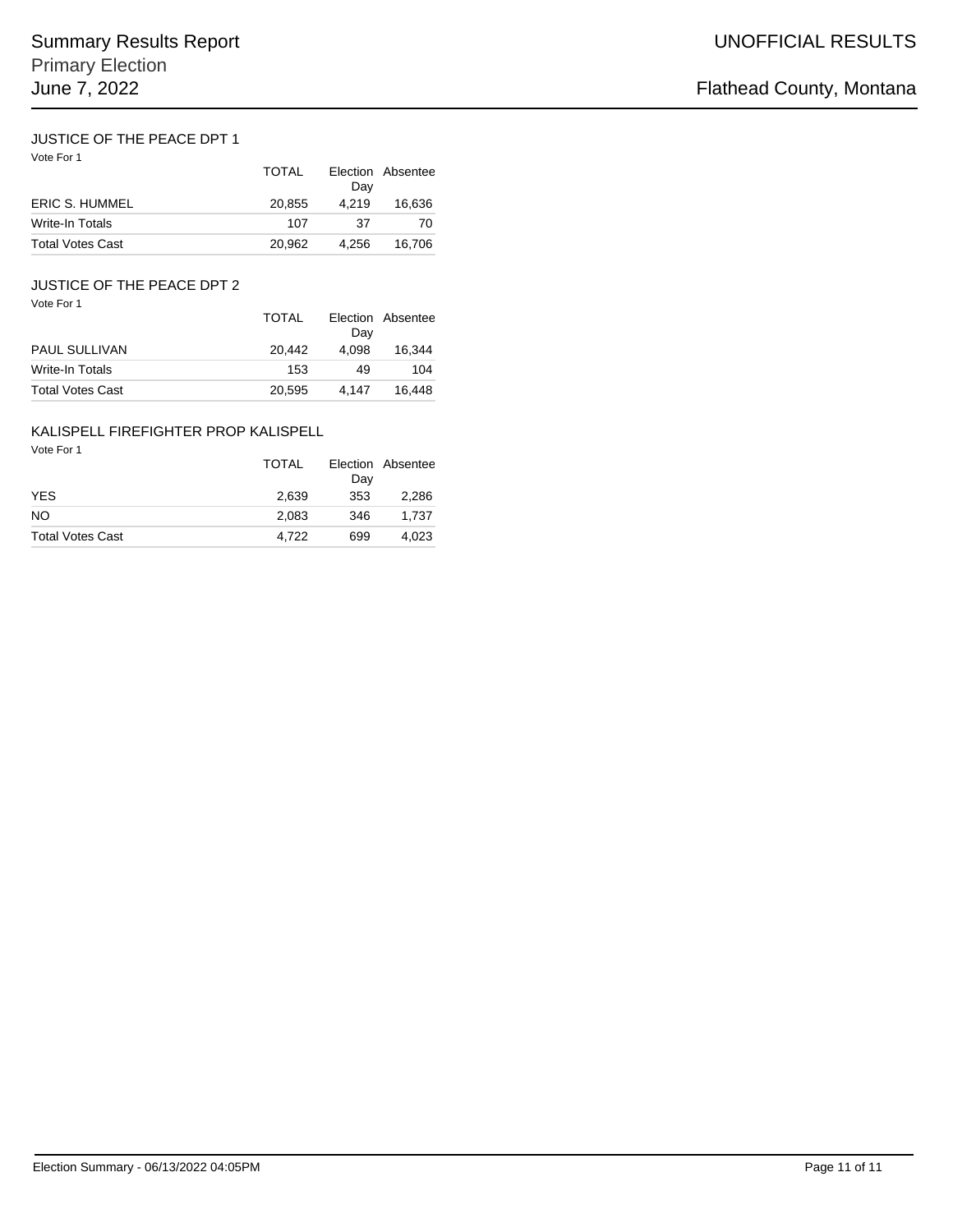### JUSTICE OF THE PEACE DPT 1

Vote For 1

| | TOTAL | Election Day | Absentee |
|---|---|---|---|
| ERIC S. HUMMEL | 20,855 | 4,219 | 16,636 |
| Write-In Totals | 107 | 37 | 70 |
| Total Votes Cast | 20,962 | 4,256 | 16,706 |

### JUSTICE OF THE PEACE DPT 2

Vote For 1

| | TOTAL | Election Day | Absentee |
|---|---|---|---|
| PAUL SULLIVAN | 20,442 | 4,098 | 16,344 |
| Write-In Totals | 153 | 49 | 104 |
| Total Votes Cast | 20,595 | 4,147 | 16,448 |

### KALISPELL FIREFIGHTER PROP KALISPELL

Vote For 1

| | TOTAL | Election Day | Absentee |
|---|---|---|---|
| YES | 2,639 | 353 | 2,286 |
| NO | 2,083 | 346 | 1,737 |
| Total Votes Cast | 4,722 | 699 | 4,023 |